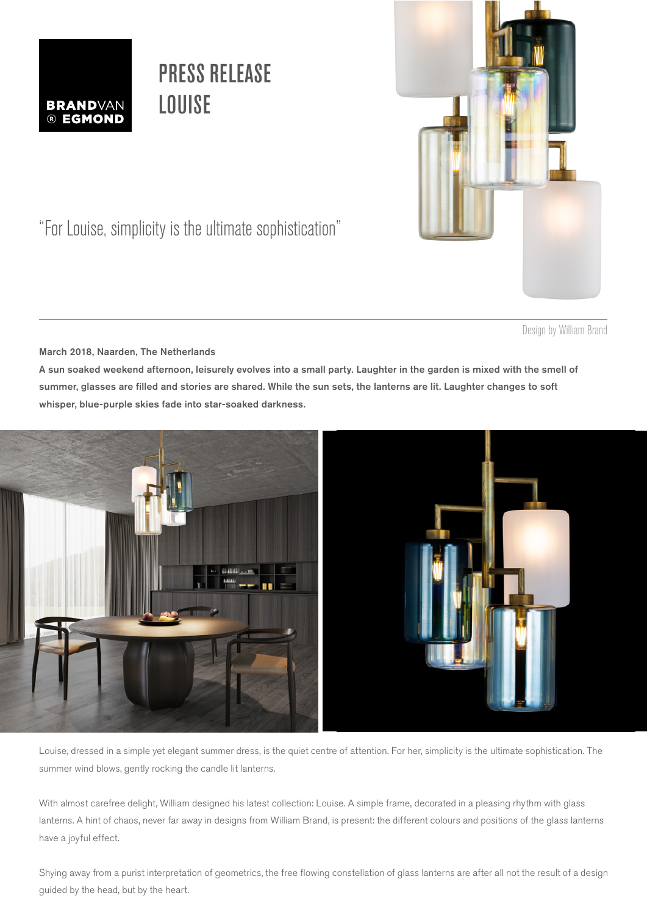BRANDVAN ® EGMOND

# PRESS RELEASE LOUISE

"For Louise, simplicity is the ultimate sophistication"

Design by William Brand

**March 2018, Naarden, The Netherlands**

**A sun soaked weekend afternoon, leisurely evolves into a small party. Laughter in the garden is mixed with the smell of summer, glasses are filled and stories are shared. While the sun sets, the lanterns are lit. Laughter changes to soft whisper, blue-purple skies fade into star-soaked darkness.**

Louise, dressed in a simple yet elegant summer dress, is the quiet centre of attention. For her, simplicity is the ultimate sophistication. The summer wind blows, gently rocking the candle lit lanterns.

With almost carefree delight, William designed his latest collection: Louise. A simple frame, decorated in a pleasing rhythm with glass lanterns. A hint of chaos, never far away in designs from William Brand, is present: the different colours and positions of the glass lanterns have a joyful effect.

Shying away from a purist interpretation of geometrics, the free flowing constellation of glass lanterns are after all not the result of a design guided by the head, but by the heart.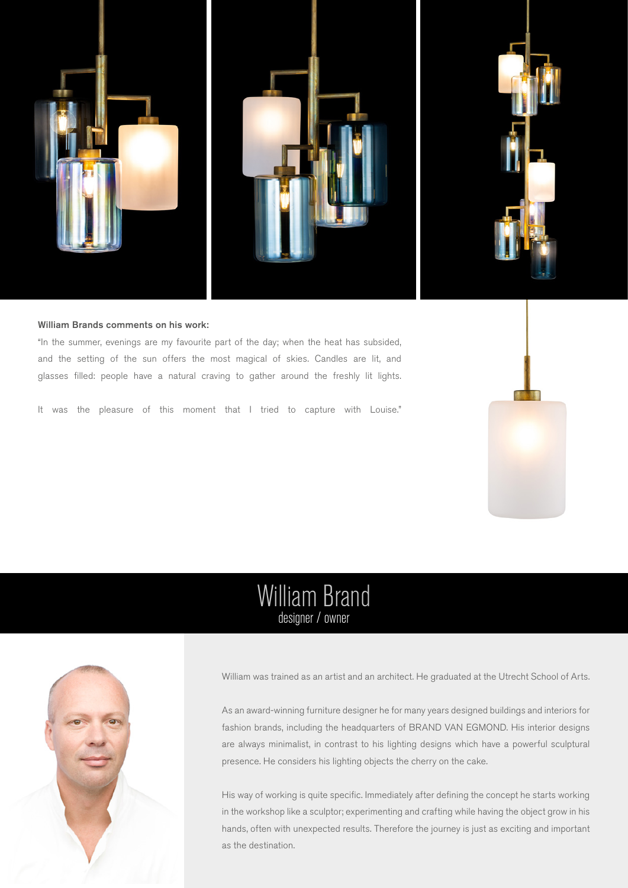**William Brands comments on his work:**

"In the summer, evenings are my favourite part of the day; when the heat has subsided, and the setting of the sun offers the most magical of skies. Candles are lit, and glasses filled: people have a natural craving to gather around the freshly lit lights.

It was the pleasure of this moment that I tried to capture with Louise."

# William Brand

designer / owner

William was trained as an artist and an architect. He graduated at the Utrecht School of Arts.

As an award-winning furniture designer he for many years designed buildings and interiors for fashion brands, including the headquarters of BRAND VAN EGMOND. His interior designs are always minimalist, in contrast to his lighting designs which have a powerful sculptural presence. He considers his lighting objects the cherry on the cake.

His way of working is quite specific. Immediately after defining the concept he starts working in the workshop like a sculptor; experimenting and crafting while having the object grow in his hands, often with unexpected results. Therefore the journey is just as exciting and important as the destination.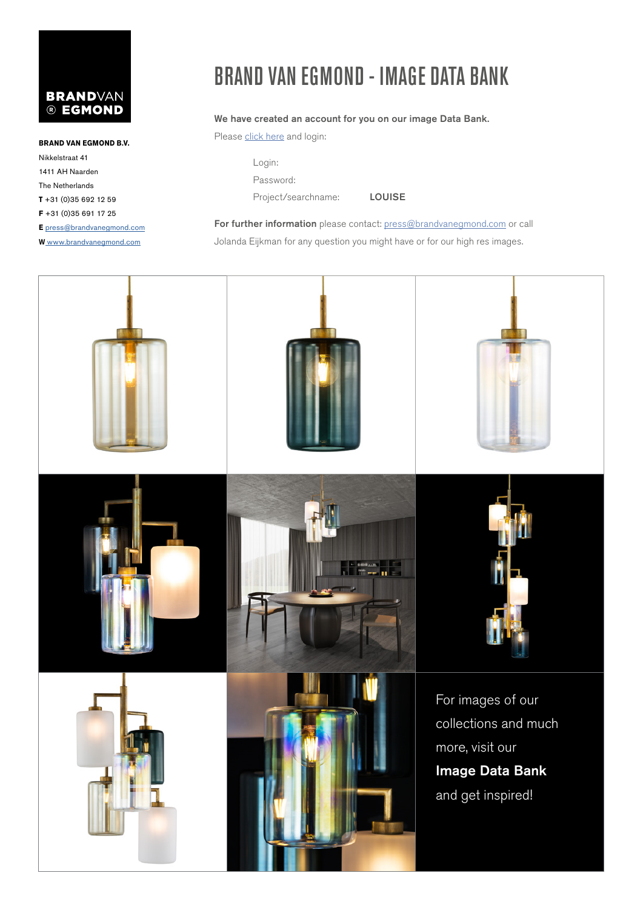BRANDVAN
® EGMOND

**BRAND VAN EGMOND B.V.**

Nikkelstraat 41
1411 AH Naarden
The Netherlands
**T** +31 (0)35 692 12 59
**F** +31 (0)35 691 17 25
**E** press@brandvanegmond.com
**W** www.brandvanegmond.com

# BRAND VAN EGMOND - IMAGE DATA BANK

**We have created an account for you on our image Data Bank.**

Please click here and login:

Login:
Password:
Project/searchname: LOUISE

**For further information** please contact: press@brandvanegmond.com or call Jolanda Eijkman for any question you might have or for our high res images.

For images of our collections and much more, visit our **Image Data Bank** and get inspired!